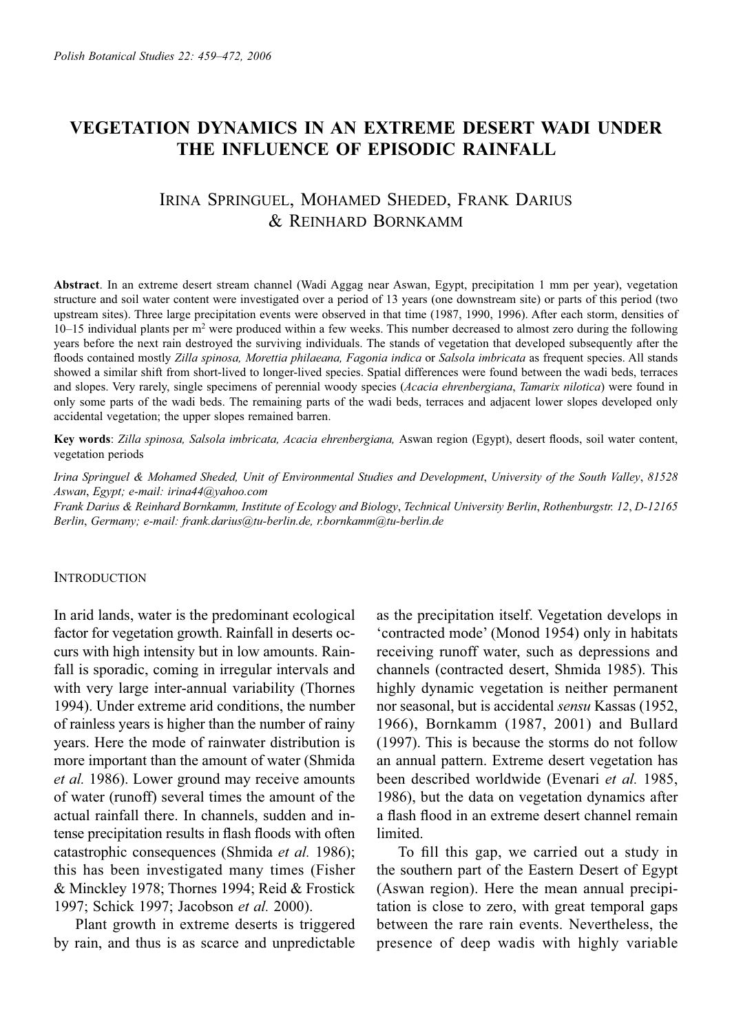# VEGETATION DYNAMICS IN AN EXTREME DESERT WADI UNDER THE INFLUENCE OF EPISODIC RAINFALL

IRINA SPRINGUEL, MOHAMED SHEDED, FRANK DARIUS & REINHARD BORNKAMM

**Abstract**. In an extreme desert stream channel (Wadi Aggag near Aswan, Egypt, precipitation 1 mm per year), vegetation structure and soil water content were investigated over a period of 13 years (one downstream site) or parts of this period (two upstream sites). Three large precipitation events were observed in that time (1987, 1990, 1996). After each storm, densities of 10–15 individual plants per $m^2$ were produced within a few weeks. This number decreased to almost zero during the following years before the next rain destroyed the surviving individuals. The stands of vegetation that developed subsequently after the floods contained mostly *Zilla spinosa, Morettia philaeana, Fagonia indica* or *Salsola imbricata* as frequent species. All stands showed a similar shift from short-lived to longer-lived species. Spatial differences were found between the wadi beds, terraces and slopes. Very rarely, single specimens of perennial woody species (*Acacia ehrenbergiana*, *Tamarix nilotica*) were found in only some parts of the wadi beds. The remaining parts of the wadi beds, terraces and adjacent lower slopes developed only accidental vegetation; the upper slopes remained barren.

**Key words**: *Zilla spinosa, Salsola imbricata, Acacia ehrenbergiana,* Aswan region (Egypt), desert floods, soil water content, vegetation periods

*Irina Springuel & Mohamed Sheded, Unit of Environmental Studies and Development, University of the South Valley, 81528 Aswan, Egypt; e-mail: irina44@yahoo.com*

*Frank Darius & Reinhard Bornkamm, Institute of Ecology and Biology, Technical University Berlin, Rothenburgstr. 12, D-12165 Berlin, Germany; e-mail: frank.darius@tu-berlin.de, r.bornkamm@tu-berlin.de*

## INTRODUCTION

In arid lands, water is the predominant ecological factor for vegetation growth. Rainfall in deserts occurs with high intensity but in low amounts. Rainfall is sporadic, coming in irregular intervals and with very large inter-annual variability (Thornes 1994). Under extreme arid conditions, the number of rainless years is higher than the number of rainy years. Here the mode of rainwater distribution is more important than the amount of water (Shmida *et al.* 1986). Lower ground may receive amounts of water (runoff) several times the amount of the actual rainfall there. In channels, sudden and intense precipitation results in flash floods with often catastrophic consequences (Shmida *et al.* 1986); this has been investigated many times (Fisher & Minckley 1978; Thornes 1994; Reid & Frostick 1997; Schick 1997; Jacobson *et al.* 2000).

Plant growth in extreme deserts is triggered by rain, and thus is as scarce and unpredictable as the precipitation itself. Vegetation develops in 'contracted mode' (Monod 1954) only in habitats receiving runoff water, such as depressions and channels (contracted desert, Shmida 1985). This highly dynamic vegetation is neither permanent nor seasonal, but is accidental *sensu* Kassas (1952, 1966), Bornkamm (1987, 2001) and Bullard (1997). This is because the storms do not follow an annual pattern. Extreme desert vegetation has been described worldwide (Evenari *et al.* 1985, 1986), but the data on vegetation dynamics after a flash flood in an extreme desert channel remain limited.

To fill this gap, we carried out a study in the southern part of the Eastern Desert of Egypt (Aswan region). Here the mean annual precipitation is close to zero, with great temporal gaps between the rare rain events. Nevertheless, the presence of deep wadis with highly variable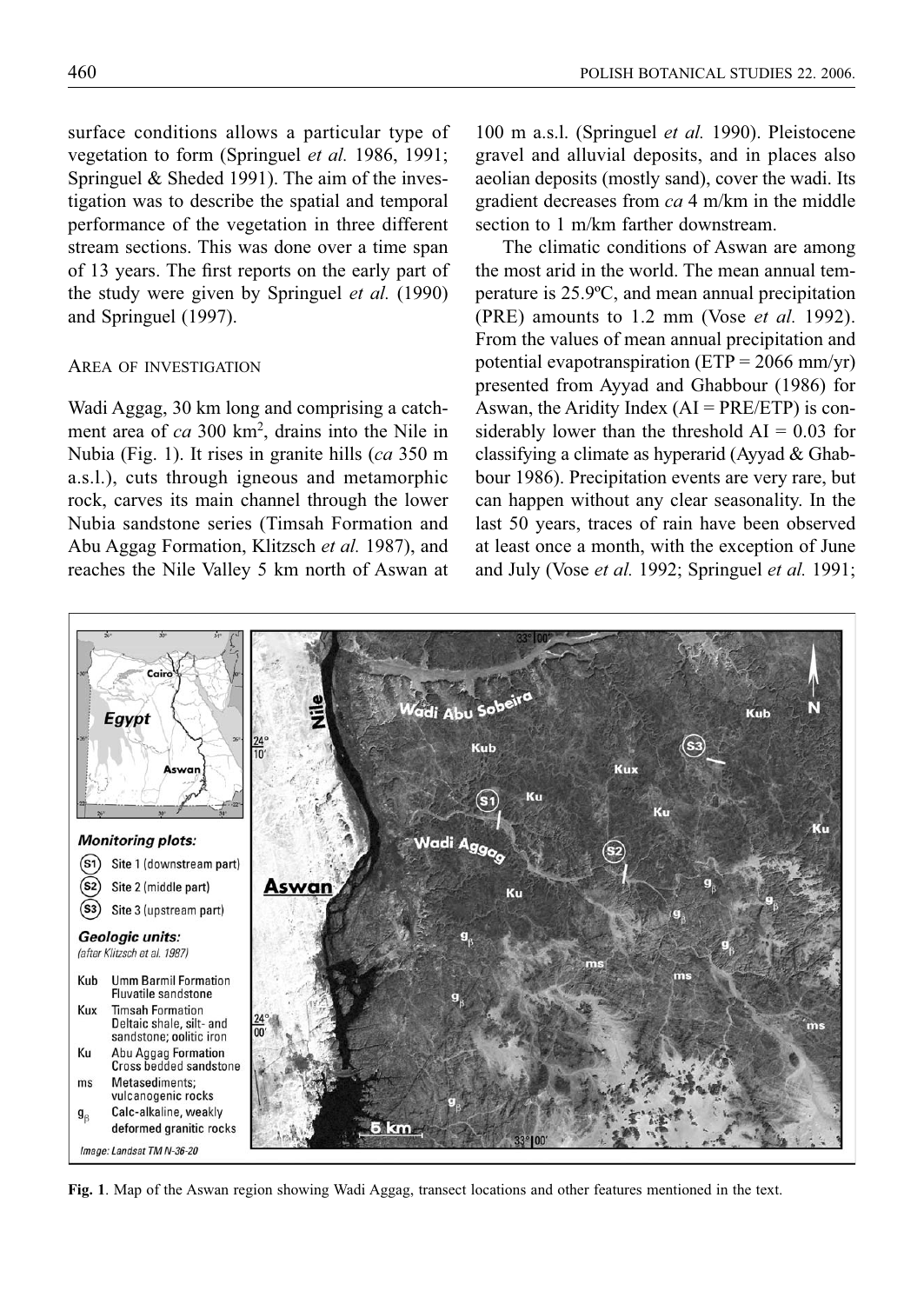surface conditions allows a particular type of vegetation to form (Springuel *et al.* 1986, 1991; Springuel & Sheded 1991). The aim of the investigation was to describe the spatial and temporal performance of the vegetation in three different stream sections. This was done over a time span of 13 years. The first reports on the early part of the study were given by Springuel *et al.* (1990) and Springuel (1997).

## AREA OF INVESTIGATION

Wadi Aggag, 30 km long and comprising a catchment area of *ca* 300 km$^2$, drains into the Nile in Nubia (Fig. 1). It rises in granite hills (*ca* 350 m a.s.l.), cuts through igneous and metamorphic rock, carves its main channel through the lower Nubia sandstone series (Timsah Formation and Abu Aggag Formation, Klitzsch *et al.* 1987), and reaches the Nile Valley 5 km north of Aswan at 100 m a.s.l. (Springuel *et al.* 1990). Pleistocene gravel and alluvial deposits, and in places also aeolian deposits (mostly sand), cover the wadi. Its gradient decreases from *ca* 4 m/km in the middle section to 1 m/km farther downstream.

The climatic conditions of Aswan are among the most arid in the world. The mean annual temperature is 25.9ºC, and mean annual precipitation (PRE) amounts to 1.2 mm (Vose *et al.* 1992). From the values of mean annual precipitation and potential evapotranspiration (ETP = 2066 mm/yr) presented from Ayyad and Ghabbour (1986) for Aswan, the Aridity Index (AI = PRE/ETP) is considerably lower than the threshold AI = 0.03 for classifying a climate as hyperarid (Ayyad & Ghabbour 1986). Precipitation events are very rare, but can happen without any clear seasonality. In the last 50 years, traces of rain have been observed at least once a month, with the exception of June and July (Vose *et al.* 1992; Springuel *et al.* 1991;

**Fig. 1**. Map of the Aswan region showing Wadi Aggag, transect locations and other features mentioned in the text.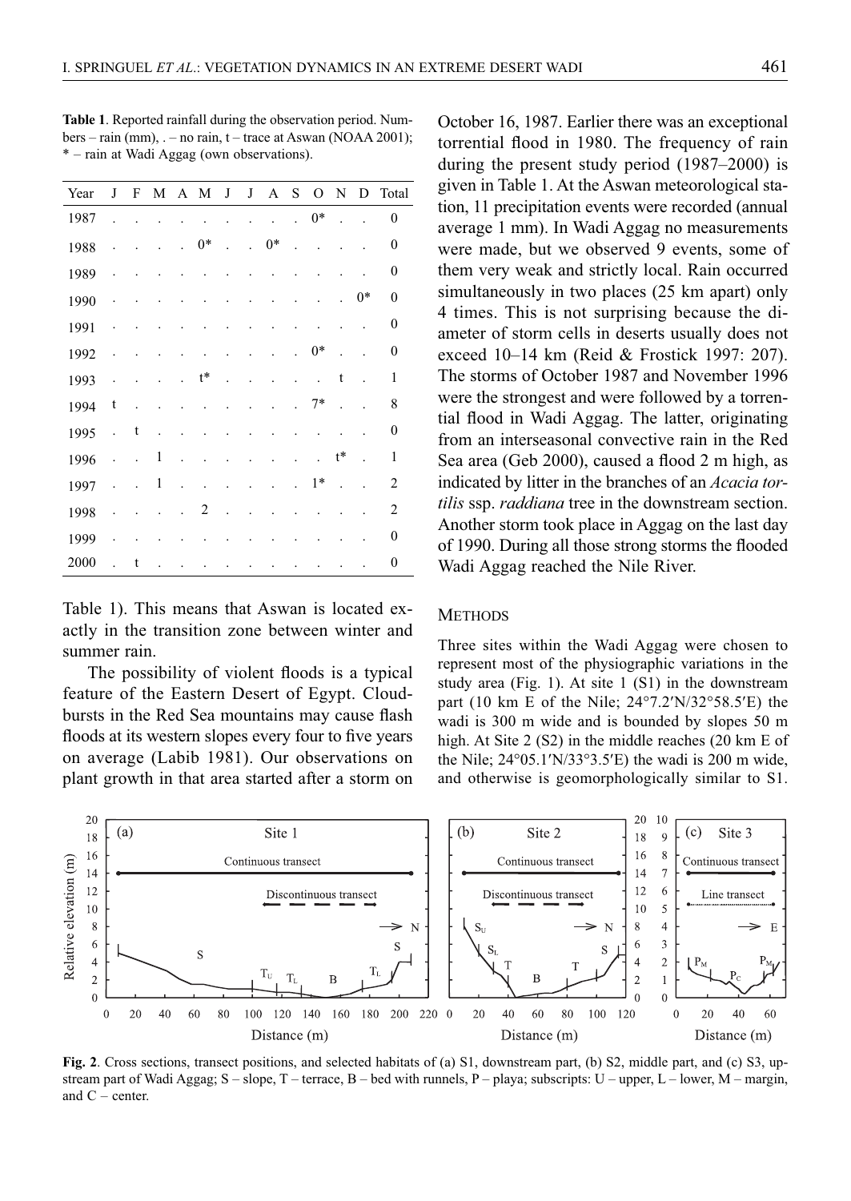**Table 1**. Reported rainfall during the observation period. Numbers – rain (mm), . – no rain, t – trace at Aswan (NOAA 2001); * – rain at Wadi Aggag (own observations).

| Year | J | F | M | A | M | J | J | A | S | O | N | D | Total |
|---|---|---|---|---|---|---|---|---|---|---|---|---|---|
| 1987 | . | . | . | . | . | . | . | . | . | 0* | . | . | 0 |
| 1988 | . | . | . | . | 0* | . | . | 0* | . | . | . | . | 0 |
| 1989 | . | . | . | . | . | . | . | . | . | . | . | . | 0 |
| 1990 | . | . | . | . | . | . | . | . | . | . | . | 0* | 0 |
| 1991 | . | . | . | . | . | . | . | . | . | . | . | . | 0 |
| 1992 | . | . | . | . | . | . | . | . | . | 0* | . | . | 0 |
| 1993 | . | . | . | . | t* | . | . | . | . | . | t | . | 1 |
| 1994 | t | . | . | . | . | . | . | . | . | 7* | . | . | 8 |
| 1995 | . | t | . | . | . | . | . | . | . | . | . | . | 0 |
| 1996 | . | . | 1 | . | . | . | . | . | . | . | t* | . | 1 |
| 1997 | . | . | 1 | . | . | . | . | . | . | 1* | . | . | 2 |
| 1998 | . | . | . | . | 2 | . | . | . | . | . | . | . | 2 |
| 1999 | . | . | . | . | . | . | . | . | . | . | . | . | 0 |
| 2000 | . | t | . | . | . | . | . | . | . | . | . | . | 0 |

Table 1). This means that Aswan is located exactly in the transition zone between winter and summer rain.

The possibility of violent floods is a typical feature of the Eastern Desert of Egypt. Cloudbursts in the Red Sea mountains may cause flash floods at its western slopes every four to five years on average (Labib 1981). Our observations on plant growth in that area started after a storm on October 16, 1987. Earlier there was an exceptional torrential flood in 1980. The frequency of rain during the present study period (1987–2000) is given in Table 1. At the Aswan meteorological station, 11 precipitation events were recorded (annual average 1 mm). In Wadi Aggag no measurements were made, but we observed 9 events, some of them very weak and strictly local. Rain occurred simultaneously in two places (25 km apart) only 4 times. This is not surprising because the diameter of storm cells in deserts usually does not exceed 10–14 km (Reid & Frostick 1997: 207). The storms of October 1987 and November 1996 were the strongest and were followed by a torrential flood in Wadi Aggag. The latter, originating from an interseasonal convective rain in the Red Sea area (Geb 2000), caused a flood 2 m high, as indicated by litter in the branches of an *Acacia tortilis* ssp. *raddiana* tree in the downstream section. Another storm took place in Aggag on the last day of 1990. During all those strong storms the flooded Wadi Aggag reached the Nile River.

## METHODS

Three sites within the Wadi Aggag were chosen to represent most of the physiographic variations in the study area (Fig. 1). At site 1 (S1) in the downstream part (10 km E of the Nile; 24°7.2′N/32°58.5′E) the wadi is 300 m wide and is bounded by slopes 50 m high. At Site 2 (S2) in the middle reaches (20 km E of the Nile; 24°05.1′N/33°3.5′E) the wadi is 200 m wide, and otherwise is geomorphologically similar to S1.

**Fig. 2**. Cross sections, transect positions, and selected habitats of (a) S1, downstream part, (b) S2, middle part, and (c) S3, upstream part of Wadi Aggag; S – slope, T – terrace, B – bed with runnels, P – playa; subscripts: U – upper, L – lower, M – margin, and C – center.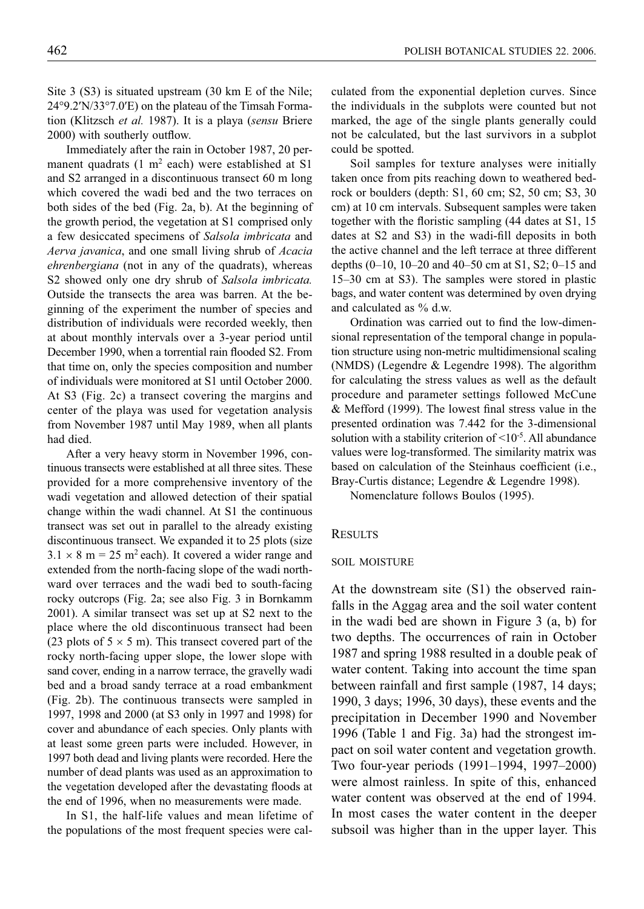Site 3 (S3) is situated upstream (30 km E of the Nile; 24°9.2′N/33°7.0′E) on the plateau of the Timsah Formation (Klitzsch *et al.* 1987). It is a playa (*sensu* Briere 2000) with southerly outflow.

Immediately after the rain in October 1987, 20 permanent quadrats (1 m$^2$ each) were established at S1 and S2 arranged in a discontinuous transect 60 m long which covered the wadi bed and the two terraces on both sides of the bed (Fig. 2a, b). At the beginning of the growth period, the vegetation at S1 comprised only a few desiccated specimens of *Salsola imbricata* and *Aerva javanica*, and one small living shrub of *Acacia ehrenbergiana* (not in any of the quadrats), whereas S2 showed only one dry shrub of *Salsola imbricata.* Outside the transects the area was barren. At the beginning of the experiment the number of species and distribution of individuals were recorded weekly, then at about monthly intervals over a 3-year period until December 1990, when a torrential rain flooded S2. From that time on, only the species composition and number of individuals were monitored at S1 until October 2000. At S3 (Fig. 2c) a transect covering the margins and center of the playa was used for vegetation analysis from November 1987 until May 1989, when all plants had died.

After a very heavy storm in November 1996, continuous transects were established at all three sites. These provided for a more comprehensive inventory of the wadi vegetation and allowed detection of their spatial change within the wadi channel. At S1 the continuous transect was set out in parallel to the already existing discontinuous transect. We expanded it to 25 plots (size $3.1 \times 8$ m = 25 m$^2$ each). It covered a wider range and extended from the north-facing slope of the wadi northward over terraces and the wadi bed to south-facing rocky outcrops (Fig. 2a; see also Fig. 3 in Bornkamm 2001). A similar transect was set up at S2 next to the place where the old discontinuous transect had been (23 plots of $5 \times 5$ m). This transect covered part of the rocky north-facing upper slope, the lower slope with sand cover, ending in a narrow terrace, the gravelly wadi bed and a broad sandy terrace at a road embankment (Fig. 2b). The continuous transects were sampled in 1997, 1998 and 2000 (at S3 only in 1997 and 1998) for cover and abundance of each species. Only plants with at least some green parts were included. However, in 1997 both dead and living plants were recorded. Here the number of dead plants was used as an approximation to the vegetation developed after the devastating floods at the end of 1996, when no measurements were made.

In S1, the half-life values and mean lifetime of the populations of the most frequent species were calculated from the exponential depletion curves. Since the individuals in the subplots were counted but not marked, the age of the single plants generally could not be calculated, but the last survivors in a subplot could be spotted.

Soil samples for texture analyses were initially taken once from pits reaching down to weathered bedrock or boulders (depth: S1, 60 cm; S2, 50 cm; S3, 30 cm) at 10 cm intervals. Subsequent samples were taken together with the floristic sampling (44 dates at S1, 15 dates at S2 and S3) in the wadi-fill deposits in both the active channel and the left terrace at three different depths (0–10, 10–20 and 40–50 cm at S1, S2; 0–15 and 15–30 cm at S3). The samples were stored in plastic bags, and water content was determined by oven drying and calculated as % d.w.

Ordination was carried out to find the low-dimensional representation of the temporal change in population structure using non-metric multidimensional scaling (NMDS) (Legendre & Legendre 1998). The algorithm for calculating the stress values as well as the default procedure and parameter settings followed McCune & Mefford (1999). The lowest final stress value in the presented ordination was 7.442 for the 3-dimensional solution with a stability criterion of $<10^{-5}$. All abundance values were log-transformed. The similarity matrix was based on calculation of the Steinhaus coefficient (i.e., Bray-Curtis distance; Legendre & Legendre 1998).

Nomenclature follows Boulos (1995).

## RESULTS

### SOIL MOISTURE

At the downstream site (S1) the observed rainfalls in the Aggag area and the soil water content in the wadi bed are shown in Figure 3 (a, b) for two depths. The occurrences of rain in October 1987 and spring 1988 resulted in a double peak of water content. Taking into account the time span between rainfall and first sample (1987, 14 days; 1990, 3 days; 1996, 30 days), these events and the precipitation in December 1990 and November 1996 (Table 1 and Fig. 3a) had the strongest impact on soil water content and vegetation growth. Two four-year periods (1991–1994, 1997–2000) were almost rainless. In spite of this, enhanced water content was observed at the end of 1994. In most cases the water content in the deeper subsoil was higher than in the upper layer. This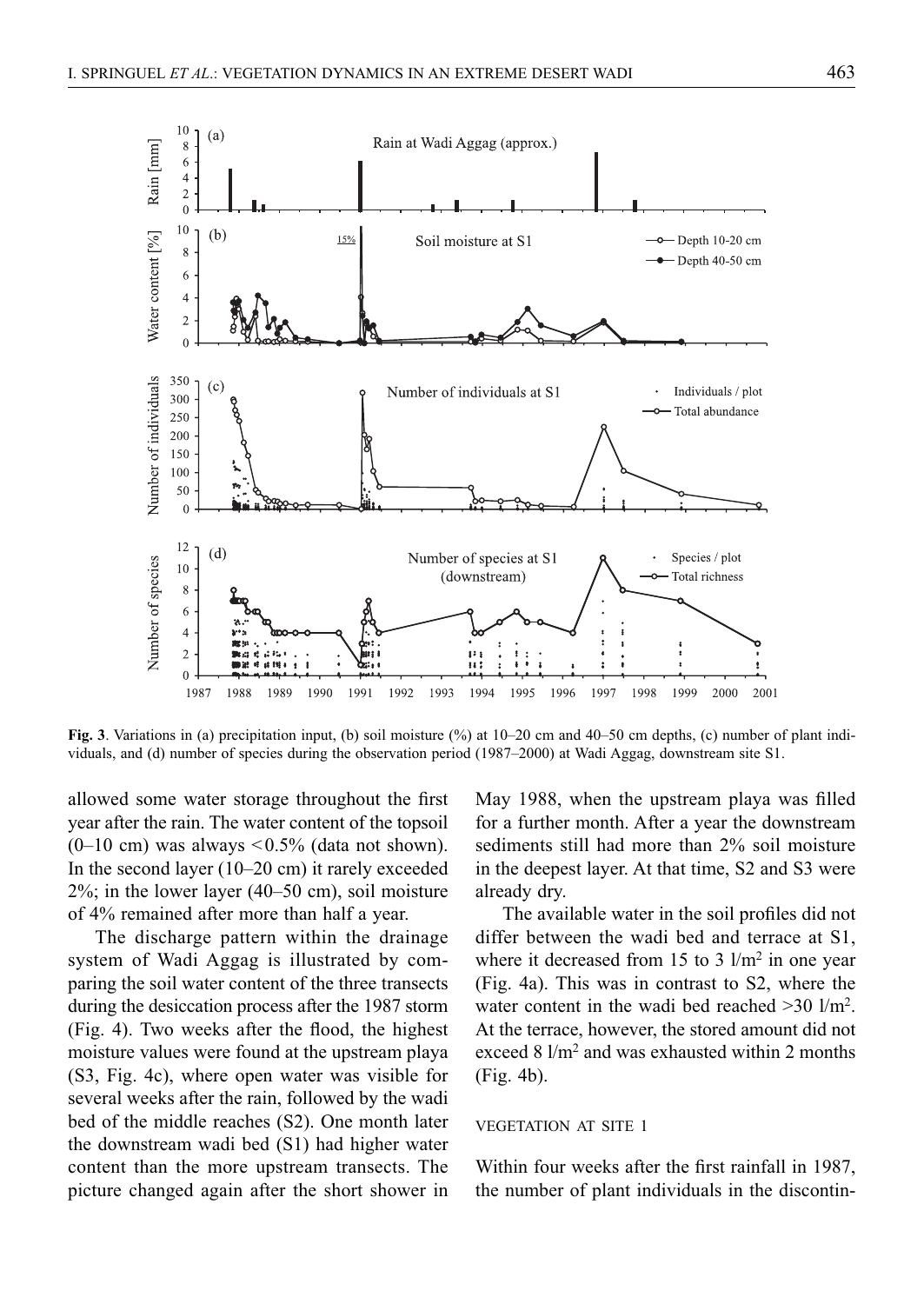**Fig. 3**. Variations in (a) precipitation input, (b) soil moisture (%) at 10–20 cm and 40–50 cm depths, (c) number of plant individuals, and (d) number of species during the observation period (1987–2000) at Wadi Aggag, downstream site S1.

allowed some water storage throughout the first year after the rain. The water content of the topsoil (0–10 cm) was always <0.5% (data not shown). In the second layer (10–20 cm) it rarely exceeded 2%; in the lower layer (40–50 cm), soil moisture of 4% remained after more than half a year.

The discharge pattern within the drainage system of Wadi Aggag is illustrated by comparing the soil water content of the three transects during the desiccation process after the 1987 storm (Fig. 4). Two weeks after the flood, the highest moisture values were found at the upstream playa (S3, Fig. 4c), where open water was visible for several weeks after the rain, followed by the wadi bed of the middle reaches (S2). One month later the downstream wadi bed (S1) had higher water content than the more upstream transects. The picture changed again after the short shower in May 1988, when the upstream playa was filled for a further month. After a year the downstream sediments still had more than 2% soil moisture in the deepest layer. At that time, S2 and S3 were already dry.

The available water in the soil profiles did not differ between the wadi bed and terrace at S1, where it decreased from 15 to 3 $l/m^2$ in one year (Fig. 4a). This was in contrast to S2, where the water content in the wadi bed reached >30 $l/m^2$. At the terrace, however, the stored amount did not exceed 8 $l/m^2$ and was exhausted within 2 months (Fig. 4b).

## VEGETATION AT SITE 1

Within four weeks after the first rainfall in 1987, the number of plant individuals in the discontin-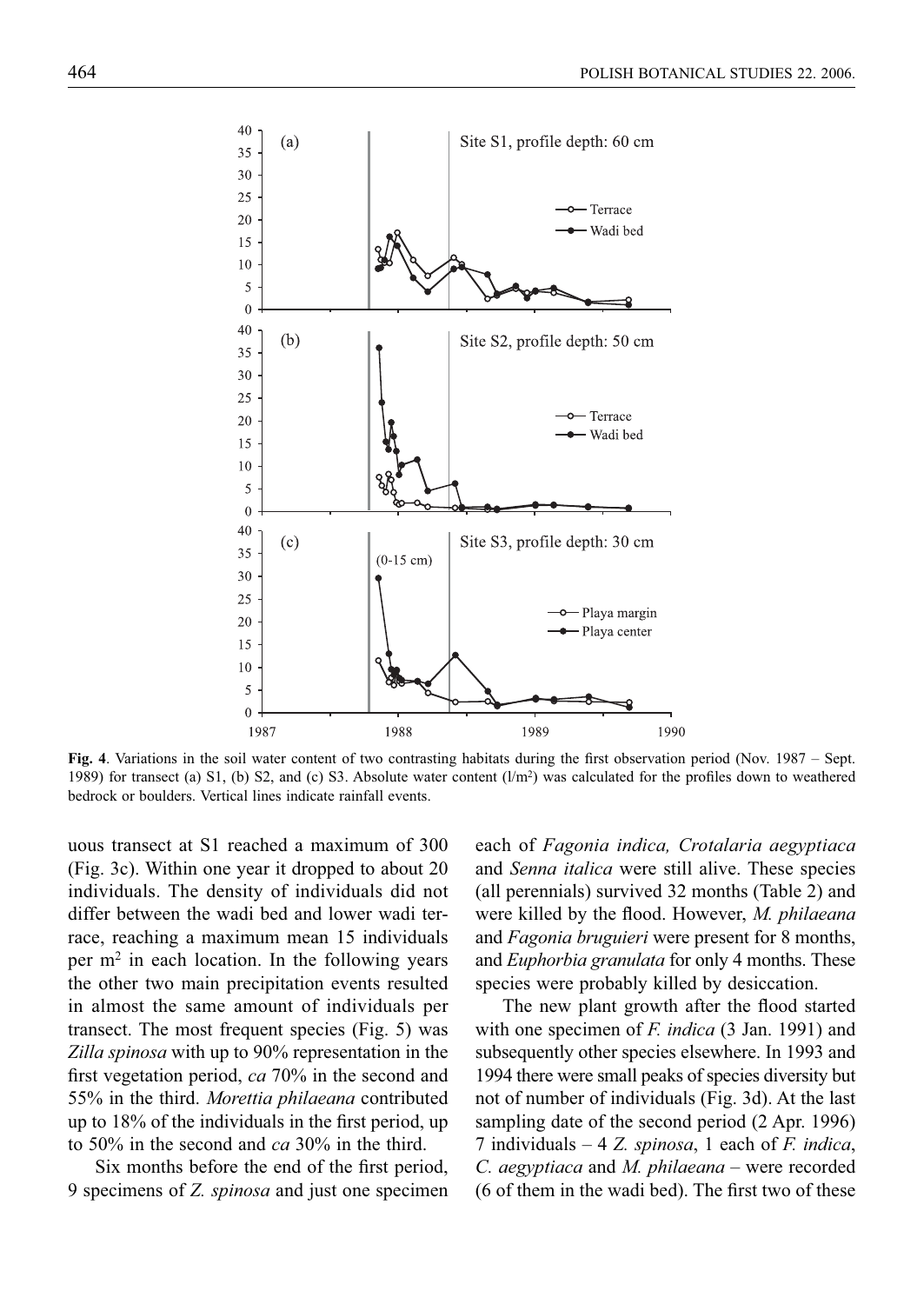**Fig. 4**. Variations in the soil water content of two contrasting habitats during the first observation period (Nov. 1987 – Sept. 1989) for transect (a) S1, (b) S2, and (c) S3. Absolute water content (l/m²) was calculated for the profiles down to weathered bedrock or boulders. Vertical lines indicate rainfall events.

uous transect at S1 reached a maximum of 300 (Fig. 3c). Within one year it dropped to about 20 individuals. The density of individuals did not differ between the wadi bed and lower wadi terrace, reaching a maximum mean 15 individuals per m² in each location. In the following years the other two main precipitation events resulted in almost the same amount of individuals per transect. The most frequent species (Fig. 5) was *Zilla spinosa* with up to 90% representation in the first vegetation period, *ca* 70% in the second and 55% in the third. *Morettia philaeana* contributed up to 18% of the individuals in the first period, up to 50% in the second and *ca* 30% in the third.

Six months before the end of the first period, 9 specimens of *Z. spinosa* and just one specimen each of *Fagonia indica, Crotalaria aegyptiaca* and *Senna italica* were still alive. These species (all perennials) survived 32 months (Table 2) and were killed by the flood. However, *M. philaeana* and *Fagonia bruguieri* were present for 8 months, and *Euphorbia granulata* for only 4 months. These species were probably killed by desiccation.

The new plant growth after the flood started with one specimen of *F. indica* (3 Jan. 1991) and subsequently other species elsewhere. In 1993 and 1994 there were small peaks of species diversity but not of number of individuals (Fig. 3d). At the last sampling date of the second period (2 Apr. 1996) 7 individuals – 4 *Z. spinosa*, 1 each of *F. indica*, *C. aegyptiaca* and *M. philaeana* – were recorded (6 of them in the wadi bed). The first two of these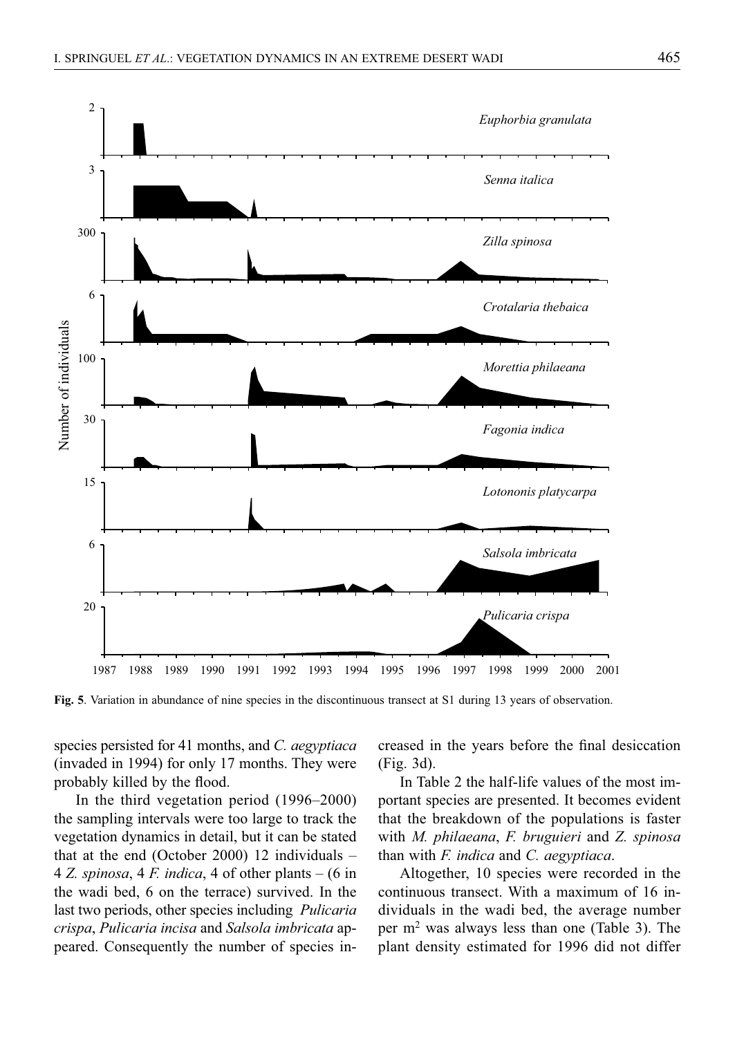**Fig. 5**. Variation in abundance of nine species in the discontinuous transect at S1 during 13 years of observation.

species persisted for 41 months, and *C. aegyptiaca* (invaded in 1994) for only 17 months. They were probably killed by the flood.

In the third vegetation period (1996–2000) the sampling intervals were too large to track the vegetation dynamics in detail, but it can be stated that at the end (October 2000) 12 individuals – 4 *Z. spinosa*, 4 *F. indica*, 4 of other plants – (6 in the wadi bed, 6 on the terrace) survived. In the last two periods, other species including *Pulicaria crispa*, *Pulicaria incisa* and *Salsola imbricata* appeared. Consequently the number of species increased in the years before the final desiccation (Fig. 3d).

In Table 2 the half-life values of the most important species are presented. It becomes evident that the breakdown of the populations is faster with *M. philaeana*, *F. bruguieri* and *Z. spinosa* than with *F. indica* and *C. aegyptiaca*.

Altogether, 10 species were recorded in the continuous transect. With a maximum of 16 individuals in the wadi bed, the average number per $m^2$ was always less than one (Table 3). The plant density estimated for 1996 did not differ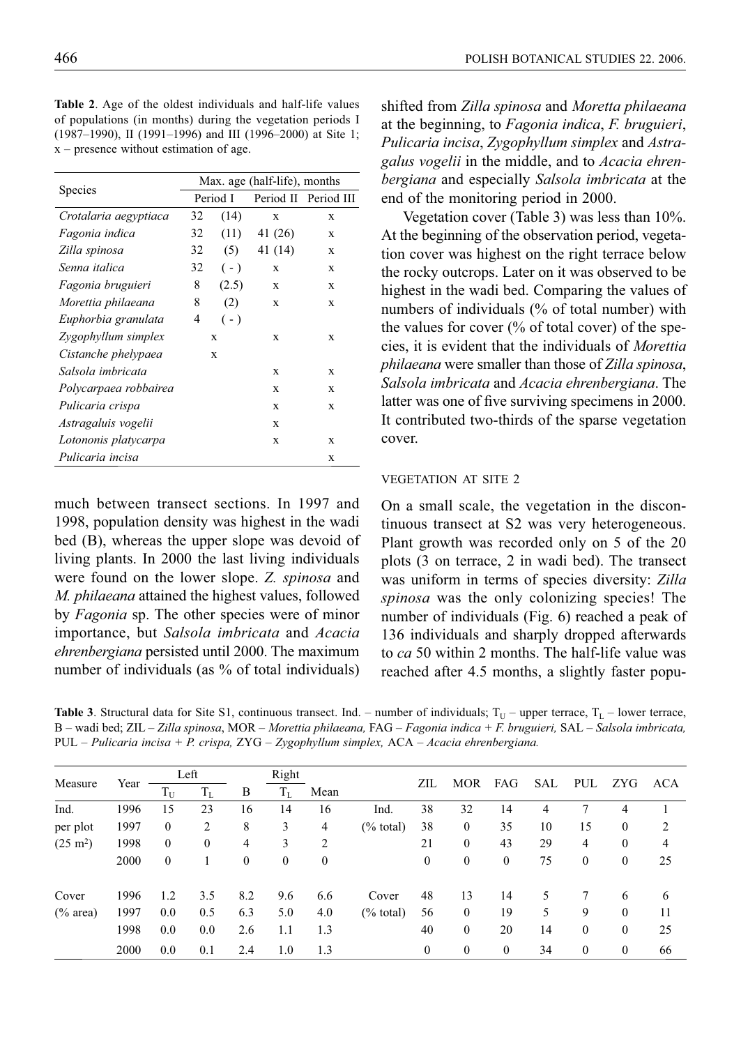**Table 2**. Age of the oldest individuals and half-life values of populations (in months) during the vegetation periods I (1987–1990), II (1991–1996) and III (1996–2000) at Site 1; x – presence without estimation of age.

| Species | Max. age (half-life), months | | | |
|---|---|---|---|---|
| | Period I | | Period II | Period III |
| *Crotalaria aegyptiaca* | 32 | (14) | x | x |
| *Fagonia indica* | 32 | (11) | 41 (26) | x |
| *Zilla spinosa* | 32 | (5) | 41 (14) | x |
| *Senna italica* | 32 | ( - ) | x | x |
| *Fagonia bruguieri* | 8 | (2.5) | x | x |
| *Morettia philaeana* | 8 | (2) | x | x |
| *Euphorbia granulata* | 4 | ( - ) | | |
| *Zygophyllum simplex* | x | | x | x |
| *Cistanche phelypaea* | x | | | |
| *Salsola imbricata* | | | x | x |
| *Polycarpaea robbairea* | | | x | x |
| *Pulicaria crispa* | | | x | x |
| *Astragaluis vogelii* | | | x | |
| *Lotononis platycarpa* | | | x | x |
| *Pulicaria incisa* | | | | x |

much between transect sections. In 1997 and 1998, population density was highest in the wadi bed (B), whereas the upper slope was devoid of living plants. In 2000 the last living individuals were found on the lower slope. *Z. spinosa* and *M. philaeana* attained the highest values, followed by *Fagonia* sp. The other species were of minor importance, but *Salsola imbricata* and *Acacia ehrenbergiana* persisted until 2000. The maximum number of individuals (as % of total individuals) shifted from *Zilla spinosa* and *Moretta philaeana* at the beginning, to *Fagonia indica*, *F. bruguieri*, *Pulicaria incisa*, *Zygophyllum simplex* and *Astragalus vogelii* in the middle, and to *Acacia ehrenbergiana* and especially *Salsola imbricata* at the end of the monitoring period in 2000.

Vegetation cover (Table 3) was less than 10%. At the beginning of the observation period, vegetation cover was highest on the right terrace below the rocky outcrops. Later on it was observed to be highest in the wadi bed. Comparing the values of numbers of individuals (% of total number) with the values for cover (% of total cover) of the species, it is evident that the individuals of *Morettia philaeana* were smaller than those of *Zilla spinosa*, *Salsola imbricata* and *Acacia ehrenbergiana*. The latter was one of five surviving specimens in 2000. It contributed two-thirds of the sparse vegetation cover.

## VEGETATION AT SITE 2

On a small scale, the vegetation in the discontinuous transect at S2 was very heterogeneous. Plant growth was recorded only on 5 of the 20 plots (3 on terrace, 2 in wadi bed). The transect was uniform in terms of species diversity: *Zilla spinosa* was the only colonizing species! The number of individuals (Fig. 6) reached a peak of 136 individuals and sharply dropped afterwards to *ca* 50 within 2 months. The half-life value was reached after 4.5 months, a slightly faster popu-

**Table 3**. Structural data for Site S1, continuous transect. Ind. – number of individuals; $T_U$ – upper terrace, $T_L$ – lower terrace, B – wadi bed; ZIL – *Zilla spinosa*, MOR – *Morettia philaeana,* FAG – *Fagonia indica + F. bruguieri,* SAL – *Salsola imbricata,* PUL – *Pulicaria incisa + P. crispa,* ZYG – *Zygophyllum simplex,* ACA – *Acacia ehrenbergiana.*

| Measure | Year | Left | | | Right | | | ZIL | MOR | FAG | SAL | PUL | ZYG | ACA |
|---|---|---|---|---|---|---|---|---|---|---|---|---|---|---|
| | | $T_U$ | $T_L$ | B | $T_L$ | Mean | | | | | | | | |
| Ind. | 1996 | 15 | 23 | 16 | 14 | 16 | Ind. | 38 | 32 | 14 | 4 | 7 | 4 | 1 |
| per plot | 1997 | 0 | 2 | 8 | 3 | 4 | (% total) | 38 | 0 | 35 | 10 | 15 | 0 | 2 |
| (25 m²) | 1998 | 0 | 0 | 4 | 3 | 2 | | 21 | 0 | 43 | 29 | 4 | 0 | 4 |
| | 2000 | 0 | 1 | 0 | 0 | 0 | | 0 | 0 | 0 | 75 | 0 | 0 | 25 |
| Cover | 1996 | 1.2 | 3.5 | 8.2 | 9.6 | 6.6 | Cover | 48 | 13 | 14 | 5 | 7 | 6 | 6 |
| (% area) | 1997 | 0.0 | 0.5 | 6.3 | 5.0 | 4.0 | (% total) | 56 | 0 | 19 | 5 | 9 | 0 | 11 |
| | 1998 | 0.0 | 0.0 | 2.6 | 1.1 | 1.3 | | 40 | 0 | 20 | 14 | 0 | 0 | 25 |
| | 2000 | 0.0 | 0.1 | 2.4 | 1.0 | 1.3 | | 0 | 0 | 0 | 34 | 0 | 0 | 66 |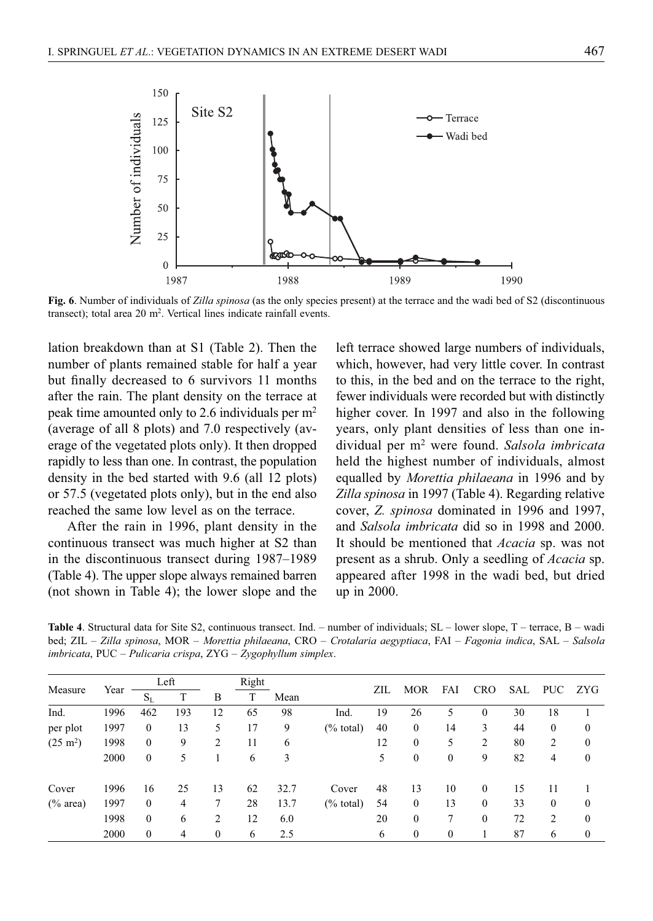**Fig. 6**. Number of individuals of *Zilla spinosa* (as the only species present) at the terrace and the wadi bed of S2 (discontinuous transect); total area 20 m². Vertical lines indicate rainfall events.

lation breakdown than at S1 (Table 2). Then the number of plants remained stable for half a year but finally decreased to 6 survivors 11 months after the rain. The plant density on the terrace at peak time amounted only to 2.6 individuals per m² (average of all 8 plots) and 7.0 respectively (average of the vegetated plots only). It then dropped rapidly to less than one. In contrast, the population density in the bed started with 9.6 (all 12 plots) or 57.5 (vegetated plots only), but in the end also reached the same low level as on the terrace.

After the rain in 1996, plant density in the continuous transect was much higher at S2 than in the discontinuous transect during 1987–1989 (Table 4). The upper slope always remained barren (not shown in Table 4); the lower slope and the left terrace showed large numbers of individuals, which, however, had very little cover. In contrast to this, in the bed and on the terrace to the right, fewer individuals were recorded but with distinctly higher cover. In 1997 and also in the following years, only plant densities of less than one individual per m² were found. *Salsola imbricata* held the highest number of individuals, almost equalled by *Morettia philaeana* in 1996 and by *Zilla spinosa* in 1997 (Table 4). Regarding relative cover, *Z. spinosa* dominated in 1996 and 1997, and *Salsola imbricata* did so in 1998 and 2000. It should be mentioned that *Acacia* sp. was not present as a shrub. Only a seedling of *Acacia* sp. appeared after 1998 in the wadi bed, but dried up in 2000.

**Table 4**. Structural data for Site S2, continuous transect. Ind. – number of individuals; SL – lower slope, T – terrace, B – wadi bed; ZIL – *Zilla spinosa*, MOR – *Morettia philaeana*, CRO – *Crotalaria aegyptiaca*, FAI – *Fagonia indica*, SAL – *Salsola imbricata*, PUC – *Pulicaria crispa*, ZYG – *Zygophyllum simplex*.

| Measure | Year | Left | | | Right | | | ZIL | MOR | FAI | CRO | SAL | PUC | ZYG |
|---|---|---|---|---|---|---|---|---|---|---|---|---|---|---|
| | | $S_L$ | T | B | T | Mean | | | | | | | | |
| Ind. | 1996 | 462 | 193 | 12 | 65 | 98 | Ind. | 19 | 26 | 5 | 0 | 30 | 18 | 1 |
| per plot | 1997 | 0 | 13 | 5 | 17 | 9 | (% total) | 40 | 0 | 14 | 3 | 44 | 0 | 0 |
| (25 m²) | 1998 | 0 | 9 | 2 | 11 | 6 | | 12 | 0 | 5 | 2 | 80 | 2 | 0 |
| | 2000 | 0 | 5 | 1 | 6 | 3 | | 5 | 0 | 0 | 9 | 82 | 4 | 0 |
| Cover | 1996 | 16 | 25 | 13 | 62 | 32.7 | Cover | 48 | 13 | 10 | 0 | 15 | 11 | 1 |
| (% area) | 1997 | 0 | 4 | 7 | 28 | 13.7 | (% total) | 54 | 0 | 13 | 0 | 33 | 0 | 0 |
| | 1998 | 0 | 6 | 2 | 12 | 6.0 | | 20 | 0 | 7 | 0 | 72 | 2 | 0 |
| | 2000 | 0 | 4 | 0 | 6 | 2.5 | | 6 | 0 | 0 | 1 | 87 | 6 | 0 |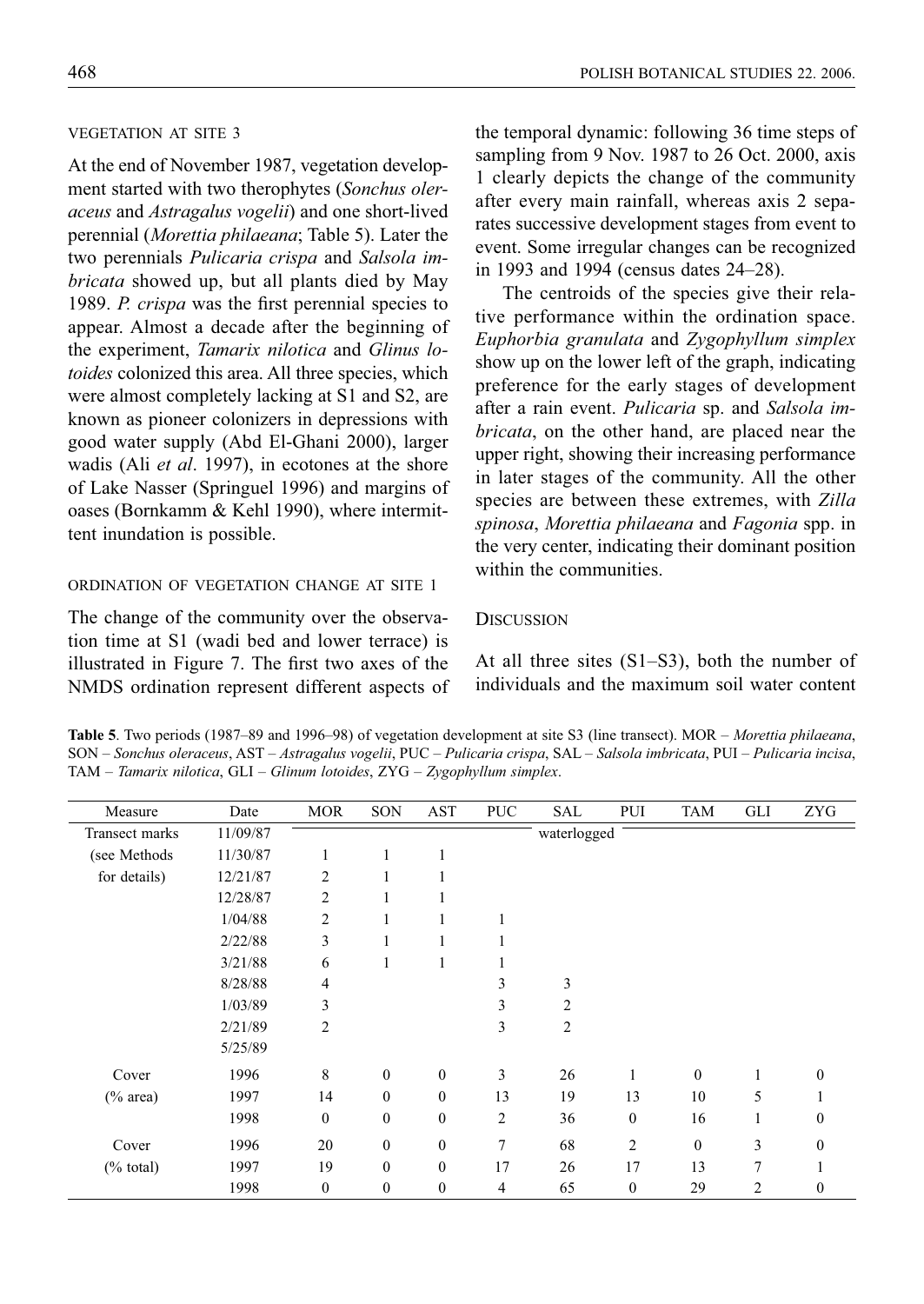### VEGETATION AT SITE 3

At the end of November 1987, vegetation development started with two therophytes (*Sonchus oleraceus* and *Astragalus vogelii*) and one short-lived perennial (*Morettia philaeana*; Table 5). Later the two perennials *Pulicaria crispa* and *Salsola imbricata* showed up, but all plants died by May 1989. *P. crispa* was the first perennial species to appear. Almost a decade after the beginning of the experiment, *Tamarix nilotica* and *Glinus lotoides* colonized this area. All three species, which were almost completely lacking at S1 and S2, are known as pioneer colonizers in depressions with good water supply (Abd El-Ghani 2000), larger wadis (Ali *et al*. 1997), in ecotones at the shore of Lake Nasser (Springuel 1996) and margins of oases (Bornkamm & Kehl 1990), where intermittent inundation is possible.

### ORDINATION OF VEGETATION CHANGE AT SITE 1

The change of the community over the observation time at S1 (wadi bed and lower terrace) is illustrated in Figure 7. The first two axes of the NMDS ordination represent different aspects of the temporal dynamic: following 36 time steps of sampling from 9 Nov. 1987 to 26 Oct. 2000, axis 1 clearly depicts the change of the community after every main rainfall, whereas axis 2 separates successive development stages from event to event. Some irregular changes can be recognized in 1993 and 1994 (census dates 24–28).

The centroids of the species give their relative performance within the ordination space. *Euphorbia granulata* and *Zygophyllum simplex* show up on the lower left of the graph, indicating preference for the early stages of development after a rain event. *Pulicaria* sp. and *Salsola imbricata*, on the other hand, are placed near the upper right, showing their increasing performance in later stages of the community. All the other species are between these extremes, with *Zilla spinosa*, *Morettia philaeana* and *Fagonia* spp. in the very center, indicating their dominant position within the communities.

## DISCUSSION

At all three sites (S1–S3), both the number of individuals and the maximum soil water content

**Table 5**. Two periods (1987–89 and 1996–98) of vegetation development at site S3 (line transect). MOR – *Morettia philaeana*, SON – *Sonchus oleraceus*, AST – *Astragalus vogelii*, PUC – *Pulicaria crispa*, SAL – *Salsola imbricata*, PUI – *Pulicaria incisa*, TAM – *Tamarix nilotica*, GLI – *Glinum lotoides*, ZYG – *Zygophyllum simplex*.

| Measure | Date | MOR | SON | AST | PUC | SAL | PUI | TAM | GLI | ZYG |
|---|---|---|---|---|---|---|---|---|---|---|
| Transect marks | 11/09/87 | | | | | waterlogged | | | | |
| (see Methods | 11/30/87 | 1 | 1 | 1 | | | | | | |
| for details) | 12/21/87 | 2 | 1 | 1 | | | | | | |
| | 12/28/87 | 2 | 1 | 1 | | | | | | |
| | 1/04/88 | 2 | 1 | 1 | 1 | | | | | |
| | 2/22/88 | 3 | 1 | 1 | 1 | | | | | |
| | 3/21/88 | 6 | 1 | 1 | 1 | | | | | |
| | 8/28/88 | 4 | | | 3 | 3 | | | | |
| | 1/03/89 | 3 | | | 3 | 2 | | | | |
| | 2/21/89 | 2 | | | 3 | 2 | | | | |
| | 5/25/89 | | | | | | | | | |
| Cover | 1996 | 8 | 0 | 0 | 3 | 26 | 1 | 0 | 1 | 0 |
| (% area) | 1997 | 14 | 0 | 0 | 13 | 19 | 13 | 10 | 5 | 1 |
| | 1998 | 0 | 0 | 0 | 2 | 36 | 0 | 16 | 1 | 0 |
| Cover | 1996 | 20 | 0 | 0 | 7 | 68 | 2 | 0 | 3 | 0 |
| (% total) | 1997 | 19 | 0 | 0 | 17 | 26 | 17 | 13 | 7 | 1 |
| | 1998 | 0 | 0 | 0 | 4 | 65 | 0 | 29 | 2 | 0 |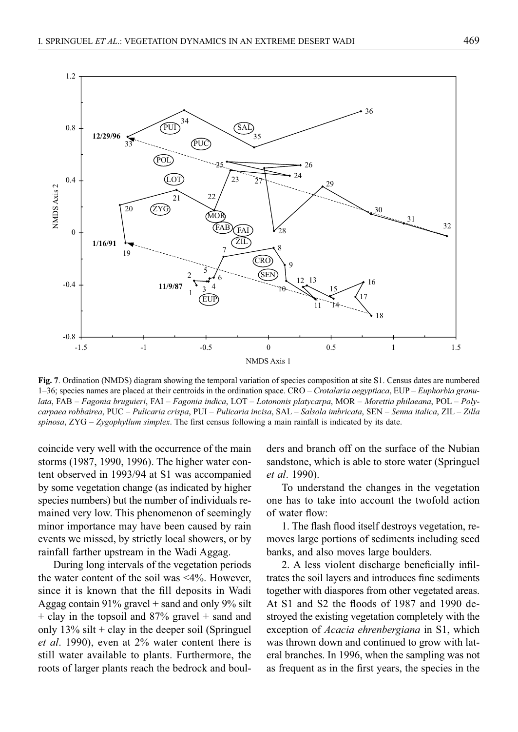**Fig. 7**. Ordination (NMDS) diagram showing the temporal variation of species composition at site S1. Census dates are numbered 1–36; species names are placed at their centroids in the ordination space. CRO – *Crotalaria aegyptiaca*, EUP – *Euphorbia granulata*, FAB – *Fagonia bruguieri*, FAI – *Fagonia indica*, LOT – *Lotononis platycarpa*, MOR – *Morettia philaeana*, POL – *Polycarpaea robbairea*, PUC – *Pulicaria crispa*, PUI – *Pulicaria incisa*, SAL – *Salsola imbricata*, SEN – *Senna italica*, ZIL – *Zilla spinosa*, ZYG – *Zygophyllum simplex*. The first census following a main rainfall is indicated by its date.

coincide very well with the occurrence of the main storms (1987, 1990, 1996). The higher water content observed in 1993/94 at S1 was accompanied by some vegetation change (as indicated by higher species numbers) but the number of individuals remained very low. This phenomenon of seemingly minor importance may have been caused by rain events we missed, by strictly local showers, or by rainfall farther upstream in the Wadi Aggag.

During long intervals of the vegetation periods the water content of the soil was <4%. However, since it is known that the fill deposits in Wadi Aggag contain 91% gravel + sand and only 9% silt + clay in the topsoil and 87% gravel + sand and only 13% silt + clay in the deeper soil (Springuel *et al*. 1990), even at 2% water content there is still water available to plants. Furthermore, the roots of larger plants reach the bedrock and boulders and branch off on the surface of the Nubian sandstone, which is able to store water (Springuel *et al*. 1990).

To understand the changes in the vegetation one has to take into account the twofold action of water flow:

1. The flash flood itself destroys vegetation, removes large portions of sediments including seed banks, and also moves large boulders.

2. A less violent discharge beneficially infiltrates the soil layers and introduces fine sediments together with diaspores from other vegetated areas. At S1 and S2 the floods of 1987 and 1990 destroyed the existing vegetation completely with the exception of *Acacia ehrenbergiana* in S1, which was thrown down and continued to grow with lateral branches. In 1996, when the sampling was not as frequent as in the first years, the species in the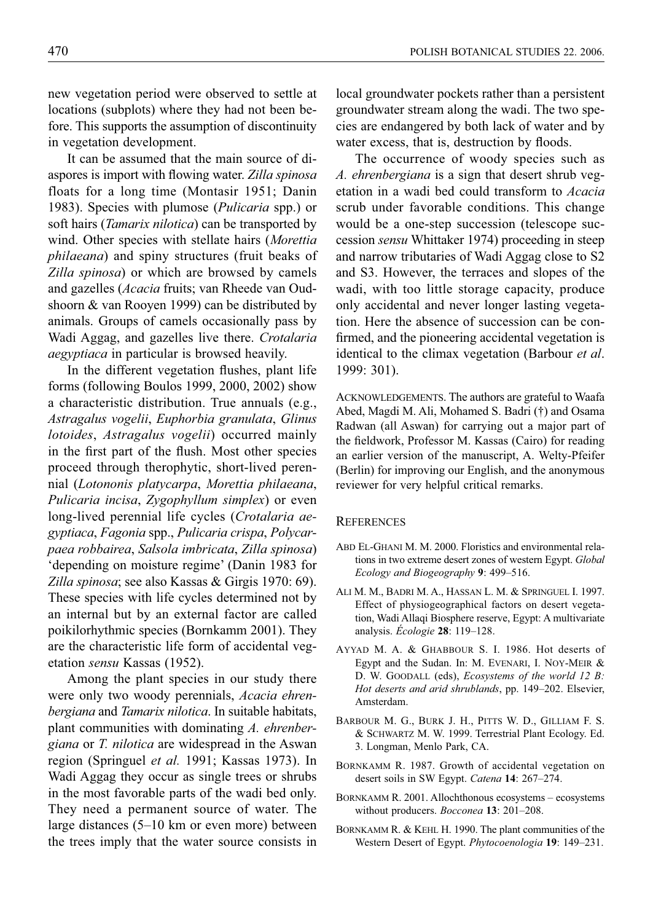new vegetation period were observed to settle at locations (subplots) where they had not been before. This supports the assumption of discontinuity in vegetation development.

It can be assumed that the main source of diaspores is import with flowing water. *Zilla spinosa* floats for a long time (Montasir 1951; Danin 1983). Species with plumose (*Pulicaria* spp.) or soft hairs (*Tamarix nilotica*) can be transported by wind. Other species with stellate hairs (*Morettia philaeana*) and spiny structures (fruit beaks of *Zilla spinosa*) or which are browsed by camels and gazelles (*Acacia* fruits; van Rheede van Oudshoorn & van Rooyen 1999) can be distributed by animals. Groups of camels occasionally pass by Wadi Aggag, and gazelles live there. *Crotalaria aegyptiaca* in particular is browsed heavily.

In the different vegetation flushes, plant life forms (following Boulos 1999, 2000, 2002) show a characteristic distribution. True annuals (e.g., *Astragalus vogelii*, *Euphorbia granulata*, *Glinus lotoides*, *Astragalus vogelii*) occurred mainly in the first part of the flush. Most other species proceed through therophytic, short-lived perennial (*Lotononis platycarpa*, *Morettia philaeana*, *Pulicaria incisa*, *Zygophyllum simplex*) or even long-lived perennial life cycles (*Crotalaria aegyptiaca*, *Fagonia* spp., *Pulicaria crispa*, *Polycarpaea robbairea*, *Salsola imbricata*, *Zilla spinosa*) 'depending on moisture regime' (Danin 1983 for *Zilla spinosa*; see also Kassas & Girgis 1970: 69). These species with life cycles determined not by an internal but by an external factor are called poikilorhythmic species (Bornkamm 2001). They are the characteristic life form of accidental vegetation *sensu* Kassas (1952).

Among the plant species in our study there were only two woody perennials, *Acacia ehrenbergiana* and *Tamarix nilotica*. In suitable habitats, plant communities with dominating *A. ehrenbergiana* or *T. nilotica* are widespread in the Aswan region (Springuel *et al.* 1991; Kassas 1973). In Wadi Aggag they occur as single trees or shrubs in the most favorable parts of the wadi bed only. They need a permanent source of water. The large distances (5–10 km or even more) between the trees imply that the water source consists in local groundwater pockets rather than a persistent groundwater stream along the wadi. The two species are endangered by both lack of water and by water excess, that is, destruction by floods.

The occurrence of woody species such as *A. ehrenbergiana* is a sign that desert shrub vegetation in a wadi bed could transform to *Acacia* scrub under favorable conditions. This change would be a one-step succession (telescope succession *sensu* Whittaker 1974) proceeding in steep and narrow tributaries of Wadi Aggag close to S2 and S3. However, the terraces and slopes of the wadi, with too little storage capacity, produce only accidental and never longer lasting vegetation. Here the absence of succession can be confirmed, and the pioneering accidental vegetation is identical to the climax vegetation (Barbour *et al*. 1999: 301).

ACKNOWLEDGEMENTS. The authors are grateful to Waafa Abed, Magdi M. Ali, Mohamed S. Badri (†) and Osama Radwan (all Aswan) for carrying out a major part of the fieldwork, Professor M. Kassas (Cairo) for reading an earlier version of the manuscript, A. Welty-Pfeifer (Berlin) for improving our English, and the anonymous reviewer for very helpful critical remarks.

## REFERENCES

ABD EL-GHANI M. M. 2000. Floristics and environmental relations in two extreme desert zones of western Egypt. *Global Ecology and Biogeography* **9**: 499–516.

ALI M. M., BADRI M. A., HASSAN L. M. & SPRINGUEL I. 1997. Effect of physiogeographical factors on desert vegetation, Wadi Allaqi Biosphere reserve, Egypt: A multivariate analysis. *Écologie* **28**: 119–128.

AYYAD M. A. & GHABBOUR S. I. 1986. Hot deserts of Egypt and the Sudan. In: M. EVENARI, I. NOY-MEIR & D. W. GOODALL (eds), *Ecosystems of the world 12 B: Hot deserts and arid shrublands*, pp. 149–202. Elsevier, Amsterdam.

BARBOUR M. G., BURK J. H., PITTS W. D., GILLIAM F. S. & SCHWARTZ M. W. 1999. Terrestrial Plant Ecology. Ed. 3. Longman, Menlo Park, CA.

BORNKAMM R. 1987. Growth of accidental vegetation on desert soils in SW Egypt. *Catena* **14**: 267–274.

BORNKAMM R. 2001. Allochthonous ecosystems – ecosystems without producers. *Bocconea* **13**: 201–208.

BORNKAMM R. & KEHL H. 1990. The plant communities of the Western Desert of Egypt. *Phytocoenologia* **19**: 149–231.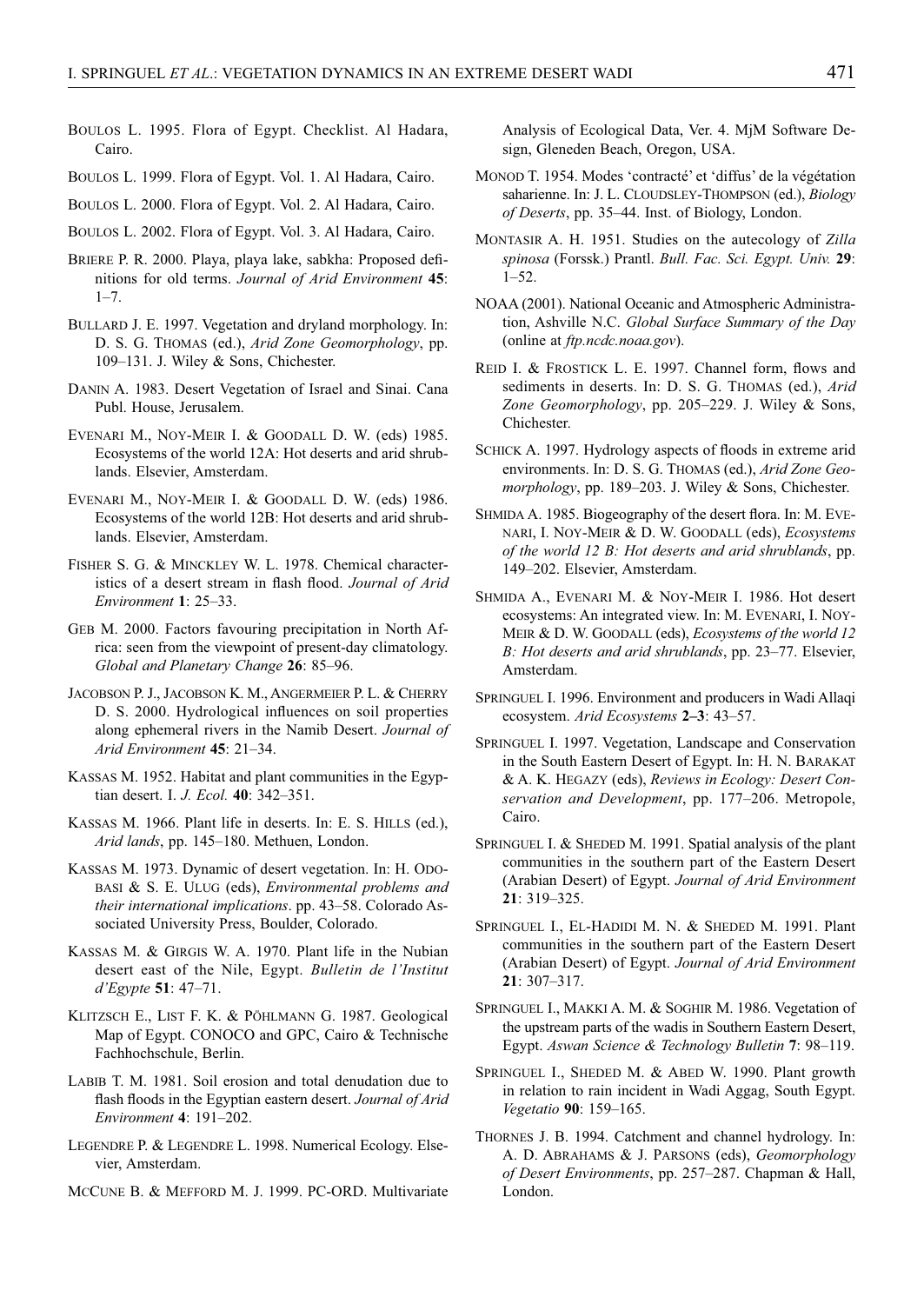BOULOS L. 1995. Flora of Egypt. Checklist. Al Hadara, Cairo.

BOULOS L. 1999. Flora of Egypt. Vol. 1. Al Hadara, Cairo.

BOULOS L. 2000. Flora of Egypt. Vol. 2. Al Hadara, Cairo.

BOULOS L. 2002. Flora of Egypt. Vol. 3. Al Hadara, Cairo.

BRIERE P. R. 2000. Playa, playa lake, sabkha: Proposed definitions for old terms. *Journal of Arid Environment* **45**: 1–7.

BULLARD J. E. 1997. Vegetation and dryland morphology. In: D. S. G. THOMAS (ed.), *Arid Zone Geomorphology*, pp. 109–131. J. Wiley & Sons, Chichester.

DANIN A. 1983. Desert Vegetation of Israel and Sinai. Cana Publ. House, Jerusalem.

EVENARI M., NOY-MEIR I. & GOODALL D. W. (eds) 1985. Ecosystems of the world 12A: Hot deserts and arid shrublands. Elsevier, Amsterdam.

EVENARI M., NOY-MEIR I. & GOODALL D. W. (eds) 1986. Ecosystems of the world 12B: Hot deserts and arid shrublands. Elsevier, Amsterdam.

FISHER S. G. & MINCKLEY W. L. 1978. Chemical characteristics of a desert stream in flash flood. *Journal of Arid Environment* **1**: 25–33.

GEB M. 2000. Factors favouring precipitation in North Africa: seen from the viewpoint of present-day climatology. *Global and Planetary Change* **26**: 85–96.

JACOBSON P. J., JACOBSON K. M., ANGERMEIER P. L. & CHERRY D. S. 2000. Hydrological influences on soil properties along ephemeral rivers in the Namib Desert. *Journal of Arid Environment* **45**: 21–34.

KASSAS M. 1952. Habitat and plant communities in the Egyptian desert. I. *J. Ecol.* **40**: 342–351.

KASSAS M. 1966. Plant life in deserts. In: E. S. HILLS (ed.), *Arid lands*, pp. 145–180. Methuen, London.

KASSAS M. 1973. Dynamic of desert vegetation. In: H. ODOBASI & S. E. ULUG (eds), *Environmental problems and their international implications*. pp. 43–58. Colorado Associated University Press, Boulder, Colorado.

KASSAS M. & GIRGIS W. A. 1970. Plant life in the Nubian desert east of the Nile, Egypt. *Bulletin de l'Institut d'Egypte* **51**: 47–71.

KLITZSCH E., LIST F. K. & PÖHLMANN G. 1987. Geological Map of Egypt. CONOCO and GPC, Cairo & Technische Fachhochschule, Berlin.

LABIB T. M. 1981. Soil erosion and total denudation due to flash floods in the Egyptian eastern desert. *Journal of Arid Environment* **4**: 191–202.

LEGENDRE P. & LEGENDRE L. 1998. Numerical Ecology. Elsevier, Amsterdam.

MCCUNE B. & MEFFORD M. J. 1999. PC-ORD. Multivariate Analysis of Ecological Data, Ver. 4. MjM Software Design, Gleneden Beach, Oregon, USA.

MONOD T. 1954. Modes 'contracté' et 'diffus' de la végétation saharienne. In: J. L. CLOUDSLEY-THOMPSON (ed.), *Biology of Deserts*, pp. 35–44. Inst. of Biology, London.

MONTASIR A. H. 1951. Studies on the autecology of *Zilla spinosa* (Forssk.) Prantl. *Bull. Fac. Sci. Egypt. Univ.* **29**: 1–52.

NOAA (2001). National Oceanic and Atmospheric Administration, Ashville N.C. *Global Surface Summary of the Day* (online at *ftp.ncdc.noaa.gov*).

REID I. & FROSTICK L. E. 1997. Channel form, flows and sediments in deserts. In: D. S. G. THOMAS (ed.), *Arid Zone Geomorphology*, pp. 205–229. J. Wiley & Sons, Chichester.

SCHICK A. 1997. Hydrology aspects of floods in extreme arid environments. In: D. S. G. THOMAS (ed.), *Arid Zone Geomorphology*, pp. 189–203. J. Wiley & Sons, Chichester.

SHMIDA A. 1985. Biogeography of the desert flora. In: M. EVENARI, I. NOY-MEIR & D. W. GOODALL (eds), *Ecosystems of the world 12 B: Hot deserts and arid shrublands*, pp. 149–202. Elsevier, Amsterdam.

SHMIDA A., EVENARI M. & NOY-MEIR I. 1986. Hot desert ecosystems: An integrated view. In: M. EVENARI, I. NOY-MEIR & D. W. GOODALL (eds), *Ecosystems of the world 12 B: Hot deserts and arid shrublands*, pp. 23–77. Elsevier, Amsterdam.

SPRINGUEL I. 1996. Environment and producers in Wadi Allaqi ecosystem. *Arid Ecosystems* **2–3**: 43–57.

SPRINGUEL I. 1997. Vegetation, Landscape and Conservation in the South Eastern Desert of Egypt. In: H. N. BARAKAT & A. K. HEGAZY (eds), *Reviews in Ecology: Desert Conservation and Development*, pp. 177–206. Metropole, Cairo.

SPRINGUEL I. & SHEDED M. 1991. Spatial analysis of the plant communities in the southern part of the Eastern Desert (Arabian Desert) of Egypt. *Journal of Arid Environment* **21**: 319–325.

SPRINGUEL I., EL-HADIDI M. N. & SHEDED M. 1991. Plant communities in the southern part of the Eastern Desert (Arabian Desert) of Egypt. *Journal of Arid Environment* **21**: 307–317.

SPRINGUEL I., MAKKI A. M. & SOGHIR M. 1986. Vegetation of the upstream parts of the wadis in Southern Eastern Desert, Egypt. *Aswan Science & Technology Bulletin* **7**: 98–119.

SPRINGUEL I., SHEDED M. & ABED W. 1990. Plant growth in relation to rain incident in Wadi Aggag, South Egypt. *Vegetatio* **90**: 159–165.

THORNES J. B. 1994. Catchment and channel hydrology. In: A. D. ABRAHAMS & J. PARSONS (eds), *Geomorphology of Desert Environments*, pp. 257–287. Chapman & Hall, London.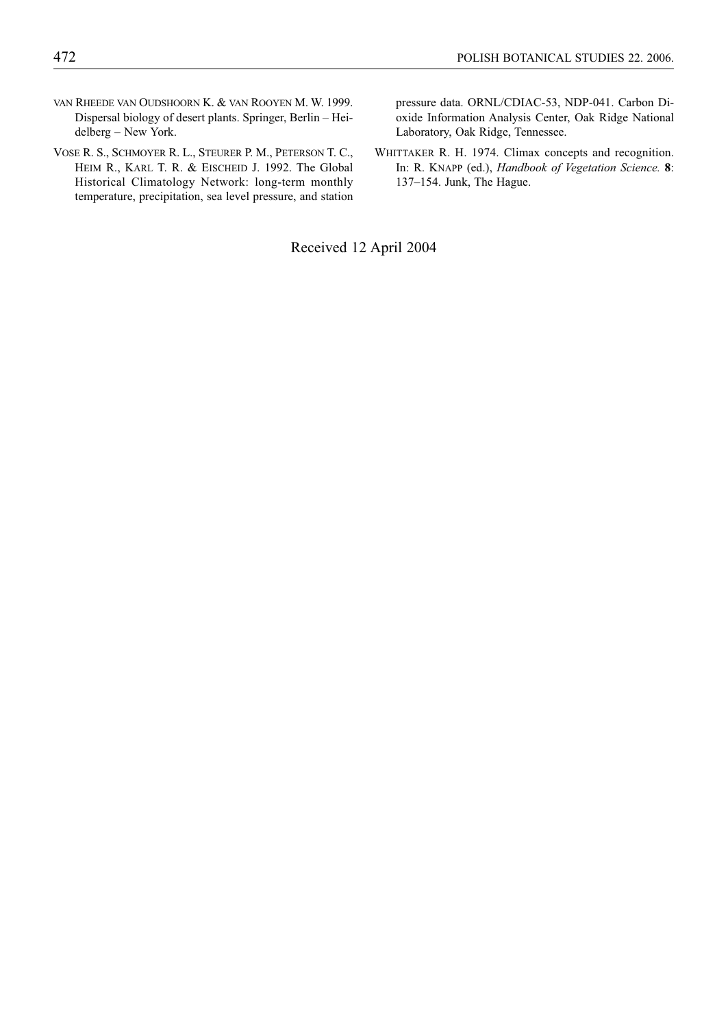van Rheede van Oudshoorn K. & van Rooyen M. W. 1999. Dispersal biology of desert plants. Springer, Berlin – Heidelberg – New York.

Vose R. S., Schmoyer R. L., Steurer P. M., Peterson T. C., Heim R., Karl T. R. & Eischeid J. 1992. The Global Historical Climatology Network: long-term monthly temperature, precipitation, sea level pressure, and station pressure data. ORNL/CDIAC-53, NDP-041. Carbon Dioxide Information Analysis Center, Oak Ridge National Laboratory, Oak Ridge, Tennessee.

Whittaker R. H. 1974. Climax concepts and recognition. In: R. Knapp (ed.), *Handbook of Vegetation Science.* **8**: 137–154. Junk, The Hague.

Received 12 April 2004